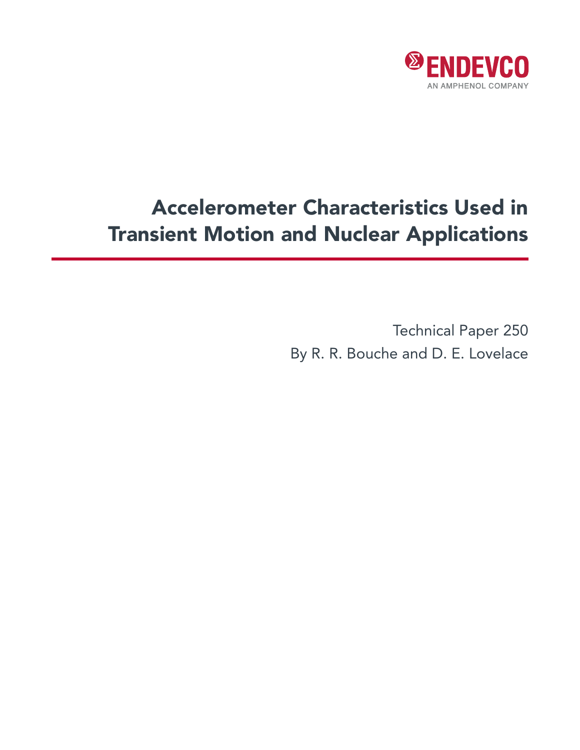ENDEVCO

AN AMPHENOL COMPANY

# Accelerometer Characteristics Used in Transient Motion and Nuclear Applications

Technical Paper 250

By R. R. Bouche and D. E. Lovelace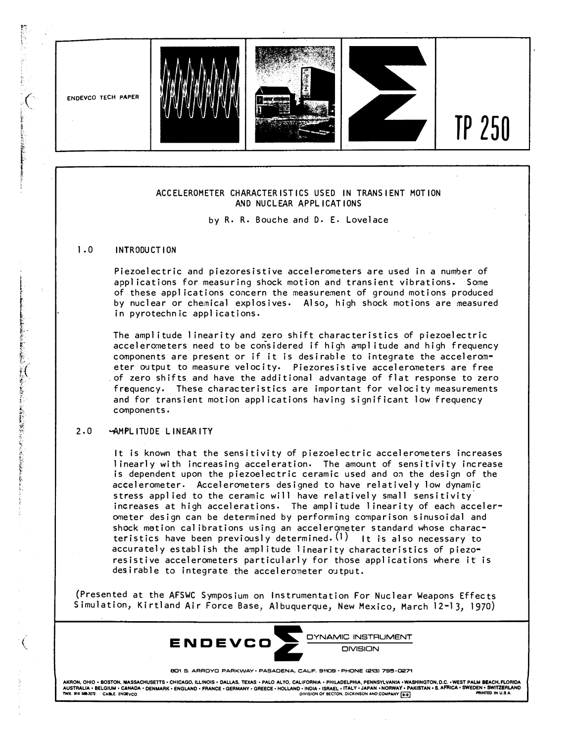ENDEVCO TECH PAPER

TP 250

# ACCELEROMETER CHARACTERISTICS USED IN TRANSIENT MOTION AND NUCLEAR APPLICATIONS

by R. R. Bouche and D. E. Lovelace

## 1.0 INTRODUCTION

Piezoelectric and piezoresistive accelerometers are used in a number of applications for measuring shock motion and transient vibrations. Some of these applications concern the measurement of ground motions produced by nuclear or chemical explosives. Also, high shock motions are measured in pyrotechnic applications.

The amplitude linearity and zero shift characteristics of piezoelectric accelerometers need to be considered if high amplitude and high frequency components are present or if it is desirable to integrate the accelerometer output to measure velocity. Piezoresistive accelerometers are free of zero shifts and have the additional advantage of flat response to zero frequency. These characteristics are important for velocity measurements and for transient motion applications having significant low frequency components.

## 2.0 AMPLITUDE LINEARITY

It is known that the sensitivity of piezoelectric accelerometers increases linearly with increasing acceleration. The amount of sensitivity increase is dependent upon the piezoelectric ceramic used and on the design of the accelerometer. Accelerometers designed to have relatively low dynamic stress applied to the ceramic will have relatively small sensitivity increases at high accelerations. The amplitude linearity of each accelerometer design can be determined by performing comparison sinusoidal and shock motion calibrations using an accelerometer standard whose characteristics have been previously determined.[1] It is also necessary to accurately establish the amplitude linearity characteristics of piezoresistive accelerometers particularly for those applications where it is desirable to integrate the accelerometer output.

(Presented at the AFSWC Symposium on Instrumentation For Nuclear Weapons Effects Simulation, Kirtland Air Force Base, Albuquerque, New Mexico, March 12-13, 1970)

ENDEVCO DYNAMIC INSTRUMENT DIVISION

801 S. ARROYO PARKWAY · PASADENA, CALIF. 91109 · PHONE (213) 795-0271

AKRON, OHIO · BOSTON, MASSACHUSETTS · CHICAGO, ILLINOIS · DALLAS, TEXAS · PALO ALTO, CALIFORNIA · PHILADELPHIA, PENNSYLVANIA · WASHINGTON, D.C. · WEST PALM BEACH, FLORIDA
AUSTRALIA · BELGIUM · CANADA · DENMARK · ENGLAND · FRANCE · GERMANY · GREECE · HOLLAND · INDIA · ISRAEL · ITALY · JAPAN · NORWAY · PAKISTAN · S. AFRICA · SWEDEN · SWITZERLAND
TWX 910 588-3272 CABLE: ENDEVCO DIVISION OF BECTON, DICKINSON AND COMPANY PRINTED IN U.S.A.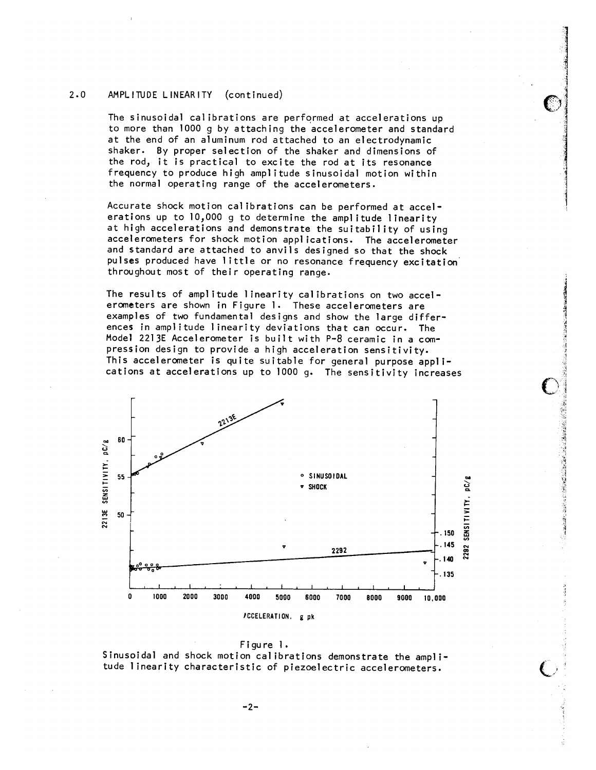## 2.0 AMPLITUDE LINEARITY (continued)

The sinusoidal calibrations are performed at accelerations up to more than 1000 g by attaching the accelerometer and standard at the end of an aluminum rod attached to an electrodynamic shaker. By proper selection of the shaker and dimensions of the rod, it is practical to excite the rod at its resonance frequency to produce high amplitude sinusoidal motion within the normal operating range of the accelerometers.

Accurate shock motion calibrations can be performed at accelerations up to 10,000 g to determine the amplitude linearity at high accelerations and demonstrate the suitability of using accelerometers for shock motion applications. The accelerometer and standard are attached to anvils designed so that the shock pulses produced have little or no resonance frequency excitation throughout most of their operating range.

The results of amplitude linearity calibrations on two accelerometers are shown in Figure 1. These accelerometers are examples of two fundamental designs and show the large differences in amplitude linearity deviations that can occur. The Model 2213E Accelerometer is built with P-8 ceramic in a compression design to provide a high acceleration sensitivity. This accelerometer is quite suitable for general purpose applications at accelerations up to 1000 g. The sensitivity increases

Figure 1.
Sinusoidal and shock motion calibrations demonstrate the amplitude linearity characteristic of piezoelectric accelerometers.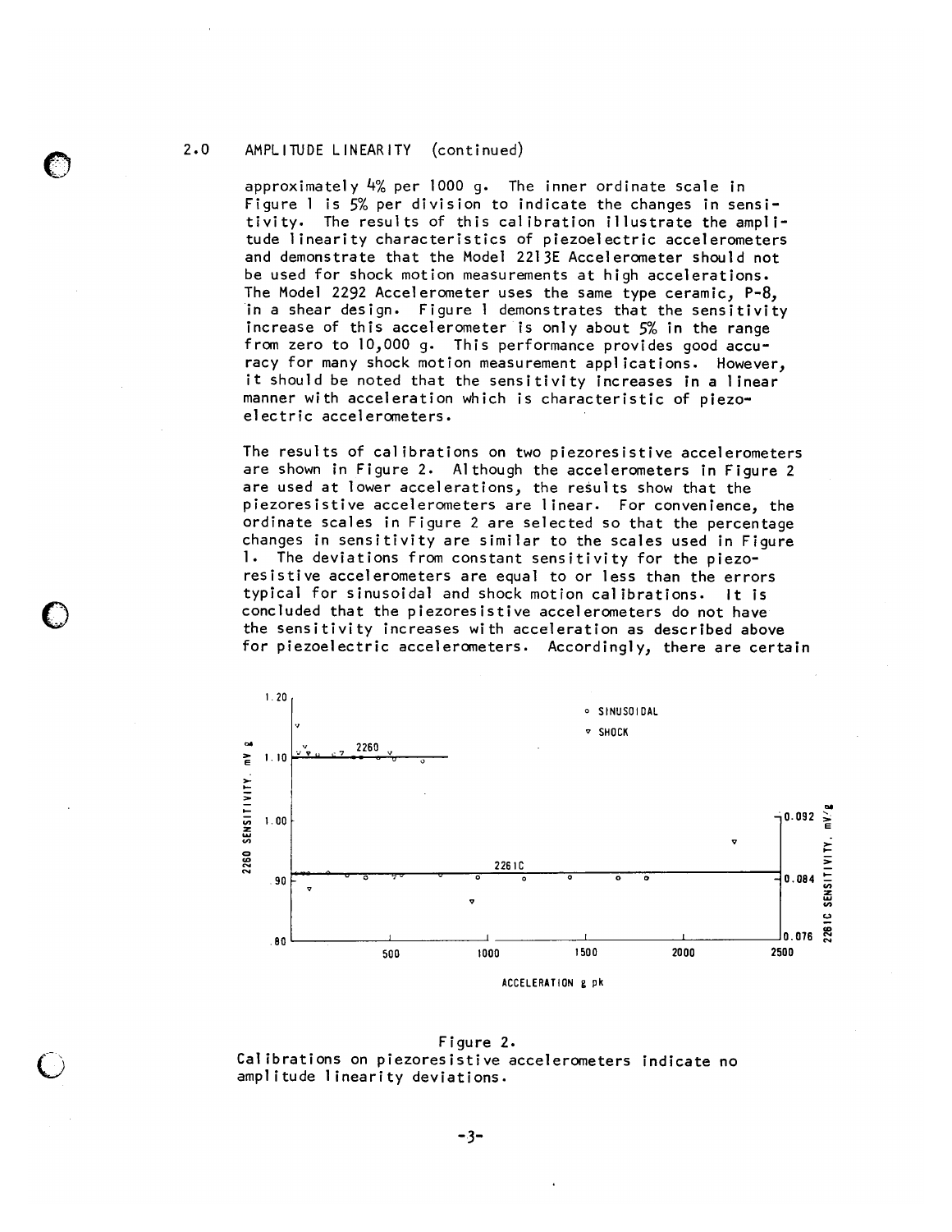## 2.0 AMPLITUDE LINEARITY (continued)

approximately 4% per 1000 g. The inner ordinate scale in Figure 1 is 5% per division to indicate the changes in sensitivity. The results of this calibration illustrate the amplitude linearity characteristics of piezoelectric accelerometers and demonstrate that the Model 2213E Accelerometer should not be used for shock motion measurements at high accelerations. The Model 2292 Accelerometer uses the same type ceramic, P-8, in a shear design. Figure 1 demonstrates that the sensitivity increase of this accelerometer is only about 5% in the range from zero to 10,000 g. This performance provides good accuracy for many shock motion measurement applications. However, it should be noted that the sensitivity increases in a linear manner with acceleration which is characteristic of piezoelectric accelerometers.

The results of calibrations on two piezoresistive accelerometers are shown in Figure 2. Although the accelerometers in Figure 2 are used at lower accelerations, the results show that the piezoresistive accelerometers are linear. For convenience, the ordinate scales in Figure 2 are selected so that the percentage changes in sensitivity are similar to the scales used in Figure 1. The deviations from constant sensitivity for the piezoresistive accelerometers are equal to or less than the errors typical for sinusoidal and shock motion calibrations. It is concluded that the piezoresistive accelerometers do not have the sensitivity increases with acceleration as described above for piezoelectric accelerometers. Accordingly, there are certain

Figure 2.
Calibrations on piezoresistive accelerometers indicate no amplitude linearity deviations.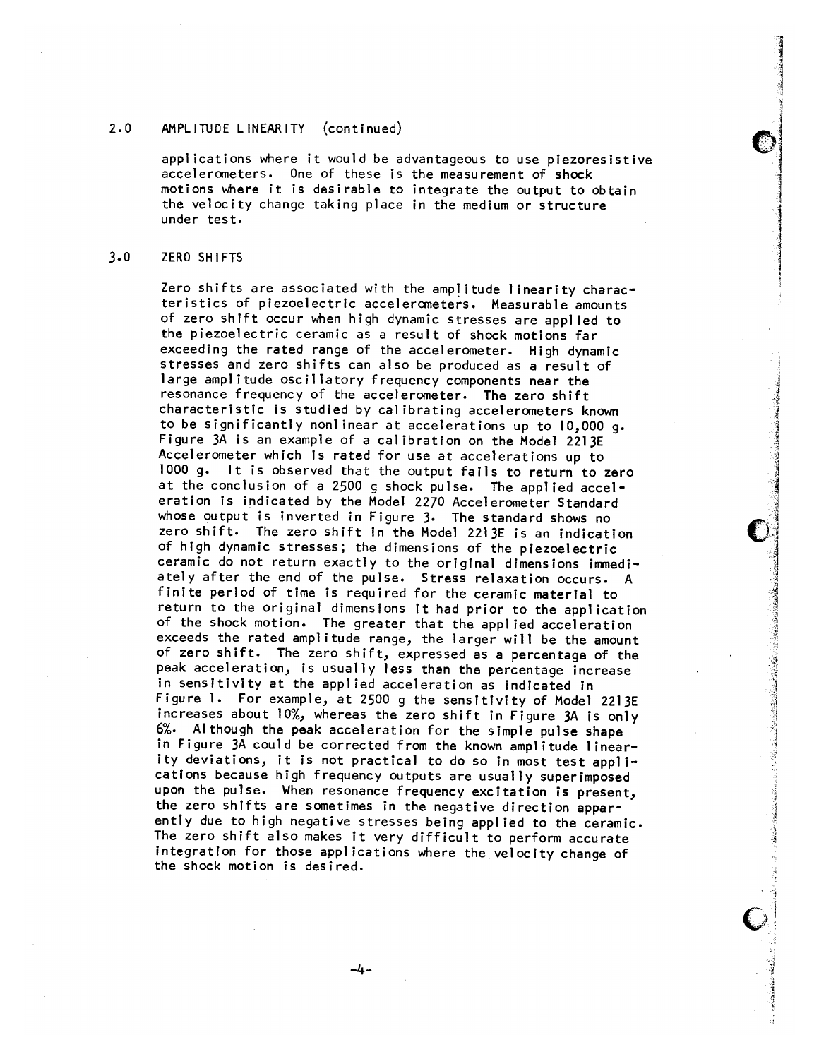## 2.0 AMPLITUDE LINEARITY (continued)

applications where it would be advantageous to use piezoresistive accelerometers. One of these is the measurement of shock motions where it is desirable to integrate the output to obtain the velocity change taking place in the medium or structure under test.

## 3.0 ZERO SHIFTS

Zero shifts are associated with the amplitude linearity characteristics of piezoelectric accelerometers. Measurable amounts of zero shift occur when high dynamic stresses are applied to the piezoelectric ceramic as a result of shock motions far exceeding the rated range of the accelerometer. High dynamic stresses and zero shifts can also be produced as a result of large amplitude oscillatory frequency components near the resonance frequency of the accelerometer. The zero shift characteristic is studied by calibrating accelerometers known to be significantly nonlinear at accelerations up to 10,000 g. Figure 3A is an example of a calibration on the Model 2213E Accelerometer which is rated for use at accelerations up to 1000 g. It is observed that the output fails to return to zero at the conclusion of a 2500 g shock pulse. The applied acceleration is indicated by the Model 2270 Accelerometer Standard whose output is inverted in Figure 3. The standard shows no zero shift. The zero shift in the Model 2213E is an indication of high dynamic stresses; the dimensions of the piezoelectric ceramic do not return exactly to the original dimensions immediately after the end of the pulse. Stress relaxation occurs. A finite period of time is required for the ceramic material to return to the original dimensions it had prior to the application of the shock motion. The greater that the applied acceleration exceeds the rated amplitude range, the larger will be the amount of zero shift. The zero shift, expressed as a percentage of the peak acceleration, is usually less than the percentage increase in sensitivity at the applied acceleration as indicated in Figure 1. For example, at 2500 g the sensitivity of Model 2213E increases about 10%, whereas the zero shift in Figure 3A is only 6%. Although the peak acceleration for the simple pulse shape in Figure 3A could be corrected from the known amplitude linearity deviations, it is not practical to do so in most test applications because high frequency outputs are usually superimposed upon the pulse. When resonance frequency excitation is present, the zero shifts are sometimes in the negative direction apparently due to high negative stresses being applied to the ceramic. The zero shift also makes it very difficult to perform accurate integration for those applications where the velocity change of the shock motion is desired.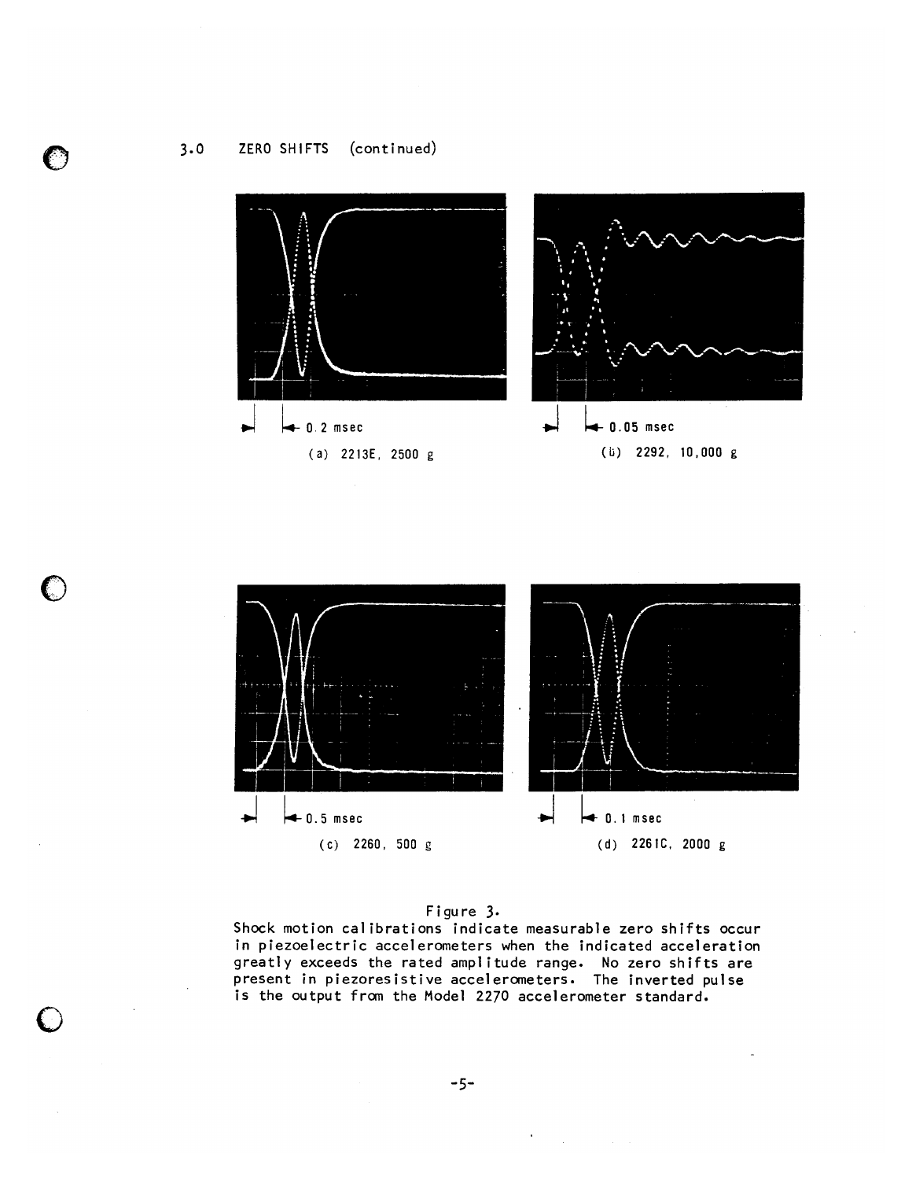3.0 ZERO SHIFTS (continued)

0.2 msec

(a) 2213E, 2500 g

0.05 msec

(b) 2292, 10,000 g

0.5 msec

(c) 2260, 500 g

0.1 msec

(d) 2261C, 2000 g

Figure 3.
Shock motion calibrations indicate measurable zero shifts occur in piezoelectric accelerometers when the indicated acceleration greatly exceeds the rated amplitude range. No zero shifts are present in piezoresistive accelerometers. The inverted pulse is the output from the Model 2270 accelerometer standard.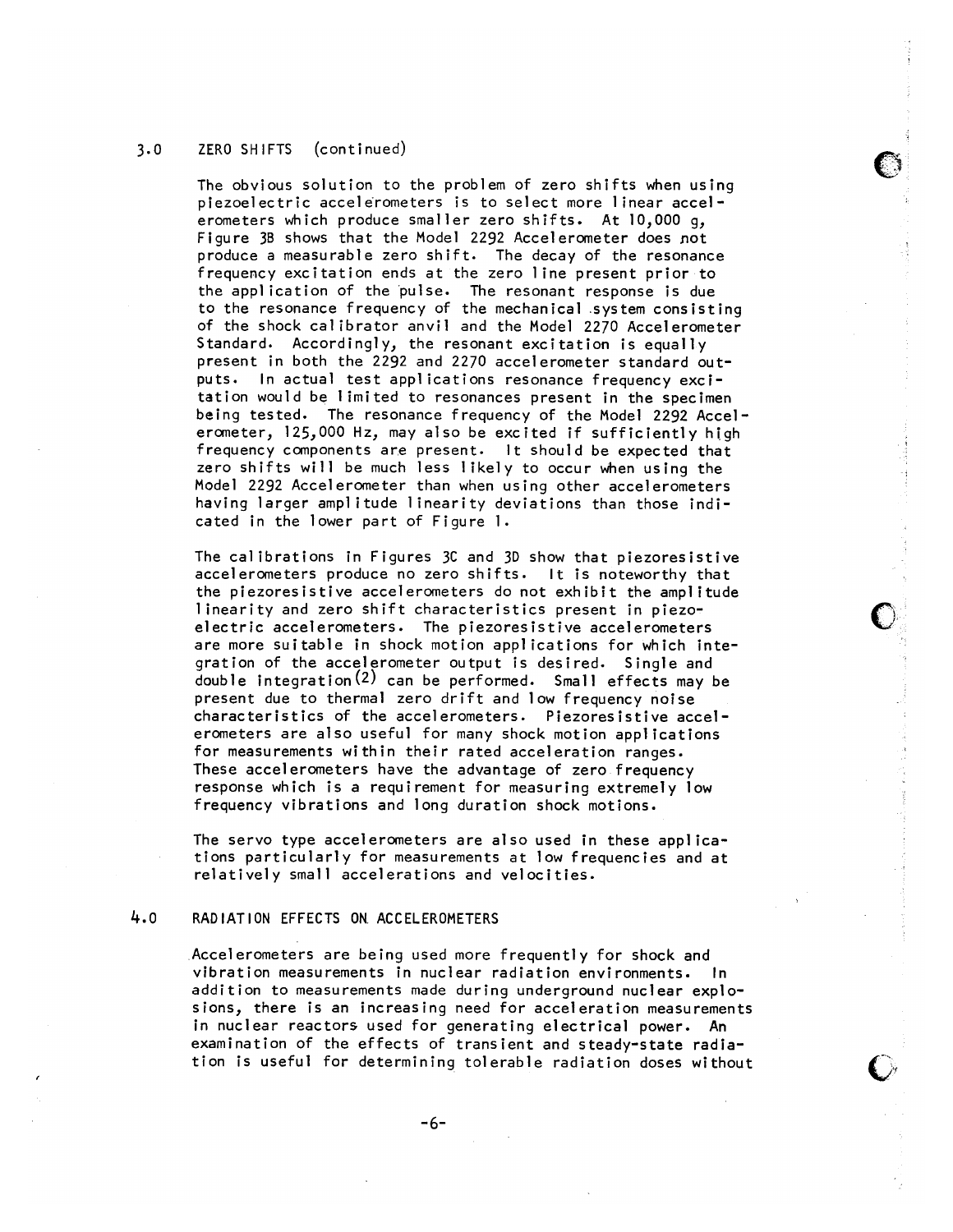## 3.0 ZERO SHIFTS (continued)

The obvious solution to the problem of zero shifts when using piezoelectric accelerometers is to select more linear accelerometers which produce smaller zero shifts. At 10,000 g, Figure 3B shows that the Model 2292 Accelerometer does not produce a measurable zero shift. The decay of the resonance frequency excitation ends at the zero line present prior to the application of the pulse. The resonant response is due to the resonance frequency of the mechanical system consisting of the shock calibrator anvil and the Model 2270 Accelerometer Standard. Accordingly, the resonant excitation is equally present in both the 2292 and 2270 accelerometer standard outputs. In actual test applications resonance frequency excitation would be limited to resonances present in the specimen being tested. The resonance frequency of the Model 2292 Accelerometer, 125,000 Hz, may also be excited if sufficiently high frequency components are present. It should be expected that zero shifts will be much less likely to occur when using the Model 2292 Accelerometer than when using other accelerometers having larger amplitude linearity deviations than those indicated in the lower part of Figure 1.

The calibrations in Figures 3C and 3D show that piezoresistive accelerometers produce no zero shifts. It is noteworthy that the piezoresistive accelerometers do not exhibit the amplitude linearity and zero shift characteristics present in piezoelectric accelerometers. The piezoresistive accelerometers are more suitable in shock motion applications for which integration of the accelerometer output is desired. Single and double integration(2) can be performed. Small effects may be present due to thermal zero drift and low frequency noise characteristics of the accelerometers. Piezoresistive accelerometers are also useful for many shock motion applications for measurements within their rated acceleration ranges. These accelerometers have the advantage of zero frequency response which is a requirement for measuring extremely low frequency vibrations and long duration shock motions.

The servo type accelerometers are also used in these applications particularly for measurements at low frequencies and at relatively small accelerations and velocities.

## 4.0 RADIATION EFFECTS ON ACCELEROMETERS

Accelerometers are being used more frequently for shock and vibration measurements in nuclear radiation environments. In addition to measurements made during underground nuclear explosions, there is an increasing need for acceleration measurements in nuclear reactors used for generating electrical power. An examination of the effects of transient and steady-state radiation is useful for determining tolerable radiation doses without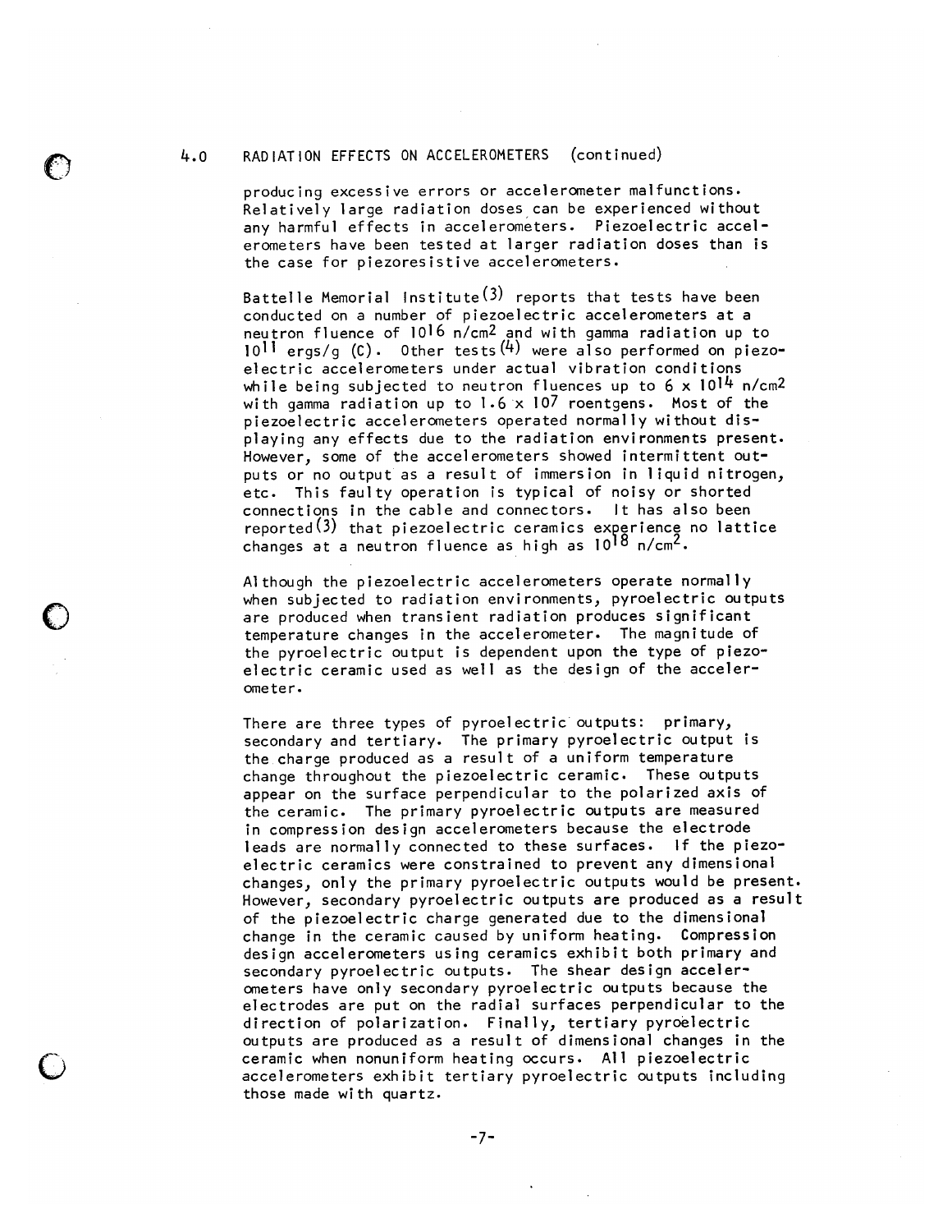## 4.0 RADIATION EFFECTS ON ACCELEROMETERS (continued)

producing excessive errors or accelerometer malfunctions. Relatively large radiation doses can be experienced without any harmful effects in accelerometers. Piezoelectric accelerometers have been tested at larger radiation doses than is the case for piezoresistive accelerometers.

Battelle Memorial Institute[3] reports that tests have been conducted on a number of piezoelectric accelerometers at a neutron fluence of $10^{16}$ n/cm$^2$ and with gamma radiation up to $10^{11}$ ergs/g (C). Other tests[4] were also performed on piezoelectric accelerometers under actual vibration conditions while being subjected to neutron fluences up to $6 \times 10^{14}$ n/cm$^2$ with gamma radiation up to $1.6 \times 10^7$ roentgens. Most of the piezoelectric accelerometers operated normally without displaying any effects due to the radiation environments present. However, some of the accelerometers showed intermittent outputs or no output as a result of immersion in liquid nitrogen, etc. This faulty operation is typical of noisy or shorted connections in the cable and connectors. It has also been reported[3] that piezoelectric ceramics experience no lattice changes at a neutron fluence as high as $10^{18}$ n/cm$^2$.

Although the piezoelectric accelerometers operate normally when subjected to radiation environments, pyroelectric outputs are produced when transient radiation produces significant temperature changes in the accelerometer. The magnitude of the pyroelectric output is dependent upon the type of piezoelectric ceramic used as well as the design of the accelerometer.

There are three types of pyroelectric outputs: primary, secondary and tertiary. The primary pyroelectric output is the charge produced as a result of a uniform temperature change throughout the piezoelectric ceramic. These outputs appear on the surface perpendicular to the polarized axis of the ceramic. The primary pyroelectric outputs are measured in compression design accelerometers because the electrode leads are normally connected to these surfaces. If the piezoelectric ceramics were constrained to prevent any dimensional changes, only the primary pyroelectric outputs would be present. However, secondary pyroelectric outputs are produced as a result of the piezoelectric charge generated due to the dimensional change in the ceramic caused by uniform heating. Compression design accelerometers using ceramics exhibit both primary and secondary pyroelectric outputs. The shear design accelerometers have only secondary pyroelectric outputs because the electrodes are put on the radial surfaces perpendicular to the direction of polarization. Finally, tertiary pyroelectric outputs are produced as a result of dimensional changes in the ceramic when nonuniform heating occurs. All piezoelectric accelerometers exhibit tertiary pyroelectric outputs including those made with quartz.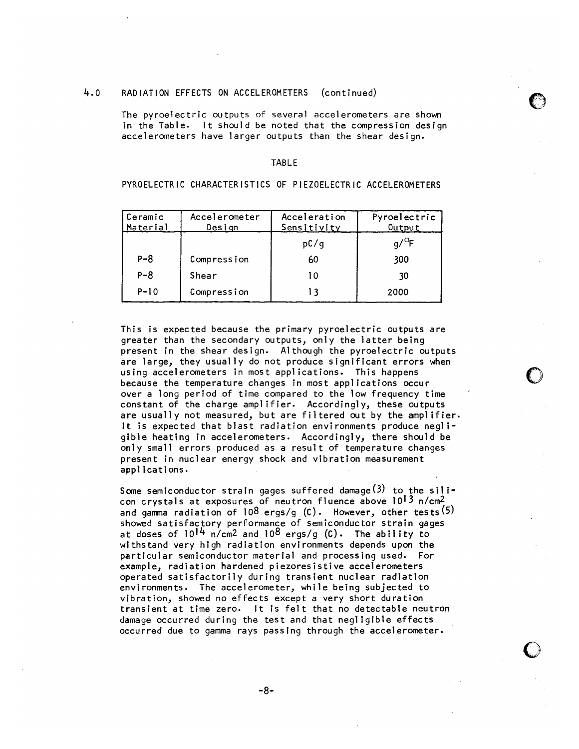## 4.0 RADIATION EFFECTS ON ACCELEROMETERS (continued)

The pyroelectric outputs of several accelerometers are shown in the Table. It should be noted that the compression design accelerometers have larger outputs than the shear design.

TABLE

PYROELECTRIC CHARACTERISTICS OF PIEZOELECTRIC ACCELEROMETERS

| Ceramic Material | Accelerometer Design | Acceleration Sensitivity | Pyroelectric Output |
|---|---|---|---|
| | | pC/g | g/°F |
| P-8 | Compression | 60 | 300 |
| P-8 | Shear | 10 | 30 |
| P-10 | Compression | 13 | 2000 |

This is expected because the primary pyroelectric outputs are greater than the secondary outputs, only the latter being present in the shear design. Although the pyroelectric outputs are large, they usually do not produce significant errors when using accelerometers in most applications. This happens because the temperature changes in most applications occur over a long period of time compared to the low frequency time constant of the charge amplifier. Accordingly, these outputs are usually not measured, but are filtered out by the amplifier. It is expected that blast radiation environments produce negligible heating in accelerometers. Accordingly, there should be only small errors produced as a result of temperature changes present in nuclear energy shock and vibration measurement applications.

Some semiconductor strain gages suffered damage(3) to the silicon crystals at exposures of neutron fluence above $10^{13}$ n/cm$^2$ and gamma radiation of $10^8$ ergs/g (C). However, other tests(5) showed satisfactory performance of semiconductor strain gages at doses of $10^{14}$ n/cm$^2$ and $10^8$ ergs/g (C). The ability to withstand very high radiation environments depends upon the particular semiconductor material and processing used. For example, radiation hardened piezoresistive accelerometers operated satisfactorily during transient nuclear radiation environments. The accelerometer, while being subjected to vibration, showed no effects except a very short duration transient at time zero. It is felt that no detectable neutron damage occurred during the test and that negligible effects occurred due to gamma rays passing through the accelerometer.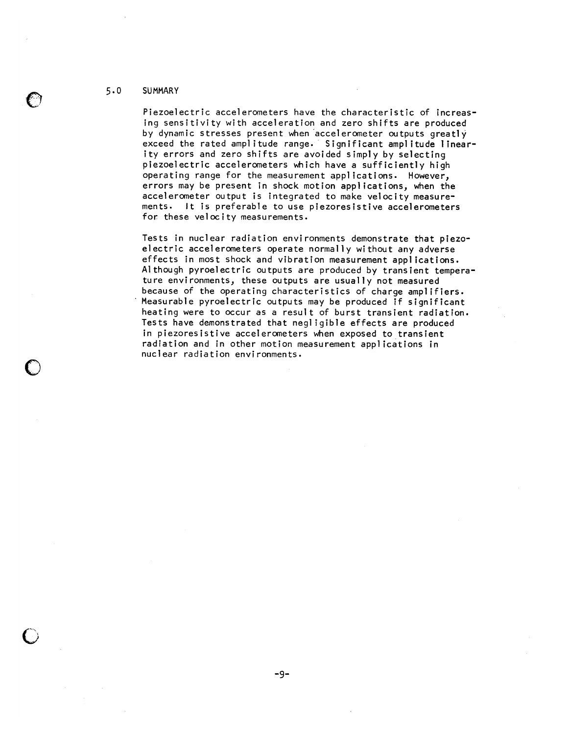## 5.0 SUMMARY

Piezoelectric accelerometers have the characteristic of increasing sensitivity with acceleration and zero shifts are produced by dynamic stresses present when accelerometer outputs greatly exceed the rated amplitude range. Significant amplitude linearity errors and zero shifts are avoided simply by selecting piezoelectric accelerometers which have a sufficiently high operating range for the measurement applications. However, errors may be present in shock motion applications, when the accelerometer output is integrated to make velocity measurements. It is preferable to use piezoresistive accelerometers for these velocity measurements.

Tests in nuclear radiation environments demonstrate that piezoelectric accelerometers operate normally without any adverse effects in most shock and vibration measurement applications. Although pyroelectric outputs are produced by transient temperature environments, these outputs are usually not measured because of the operating characteristics of charge amplifiers. Measurable pyroelectric outputs may be produced if significant heating were to occur as a result of burst transient radiation. Tests have demonstrated that negligible effects are produced in piezoresistive accelerometers when exposed to transient radiation and in other motion measurement applications in nuclear radiation environments.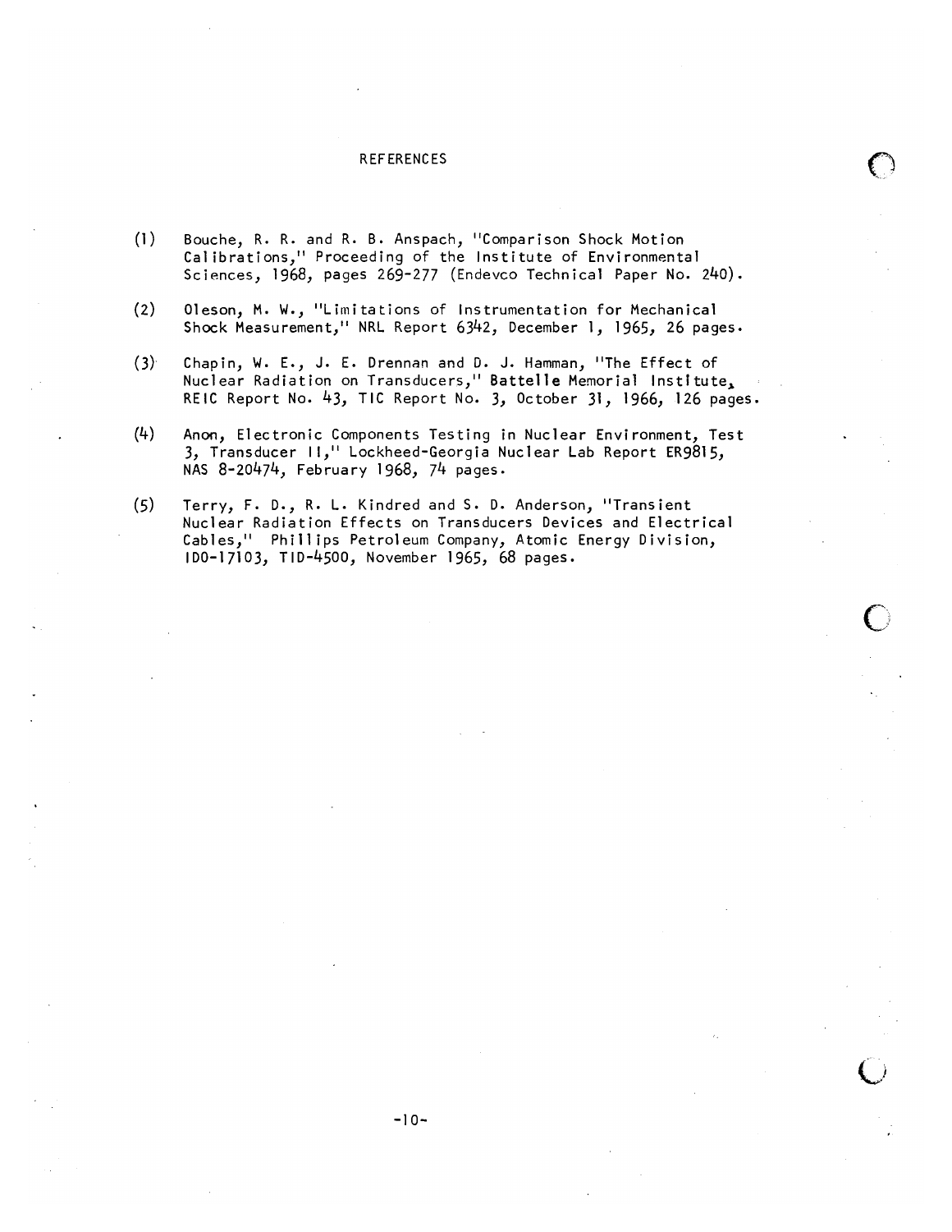# REFERENCES

(1) Bouche, R. R. and R. B. Anspach, "Comparison Shock Motion Calibrations," Proceeding of the Institute of Environmental Sciences, 1968, pages 269-277 (Endevco Technical Paper No. 240).

(2) Oleson, M. W., "Limitations of Instrumentation for Mechanical Shock Measurement," NRL Report 6342, December 1, 1965, 26 pages.

(3) Chapin, W. E., J. E. Drennan and D. J. Hamman, "The Effect of Nuclear Radiation on Transducers," Battelle Memorial Institute, REIC Report No. 43, TIC Report No. 3, October 31, 1966, 126 pages.

(4) Anon, Electronic Components Testing in Nuclear Environment, Test 3, Transducer II," Lockheed-Georgia Nuclear Lab Report ER9815, NAS 8-20474, February 1968, 74 pages.

(5) Terry, F. D., R. L. Kindred and S. D. Anderson, "Transient Nuclear Radiation Effects on Transducers Devices and Electrical Cables," Phillips Petroleum Company, Atomic Energy Division, IDO-17103, TID-4500, November 1965, 68 pages.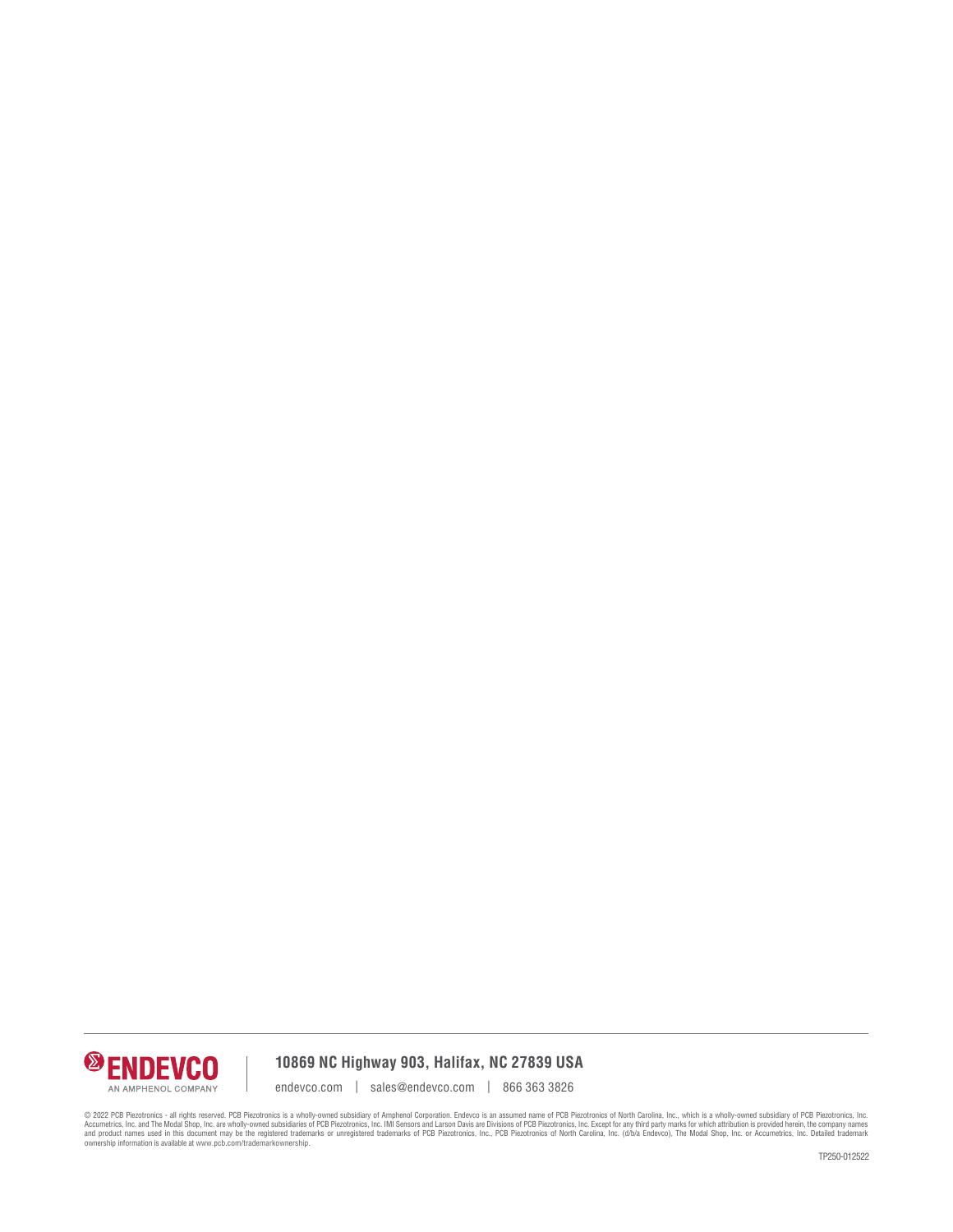ENDEVCO
AN AMPHENOL COMPANY

**10869 NC Highway 903, Halifax, NC 27839 USA**

endevco.com | sales@endevco.com | 866 363 3826

© 2022 PCB Piezotronics - all rights reserved. PCB Piezotronics is a wholly-owned subsidiary of Amphenol Corporation. Endevco is an assumed name of PCB Piezotronics of North Carolina, Inc., which is a wholly-owned subsidiary of PCB Piezotronics, Inc. Accumetrics, Inc. and The Modal Shop, Inc. are wholly-owned subsidiaries of PCB Piezotronics, Inc. IMI Sensors and Larson Davis are Divisions of PCB Piezotronics, Inc. Except for any third party marks for which attribution is provided herein, the company names and product names used in this document may be the registered trademarks or unregistered trademarks of PCB Piezotronics, Inc., PCB Piezotronics of North Carolina, Inc. (d/b/a Endevco), The Modal Shop, Inc. or Accumetrics, Inc. Detailed trademark ownership information is available at www.pcb.com/trademarkownership.

TP250-012522